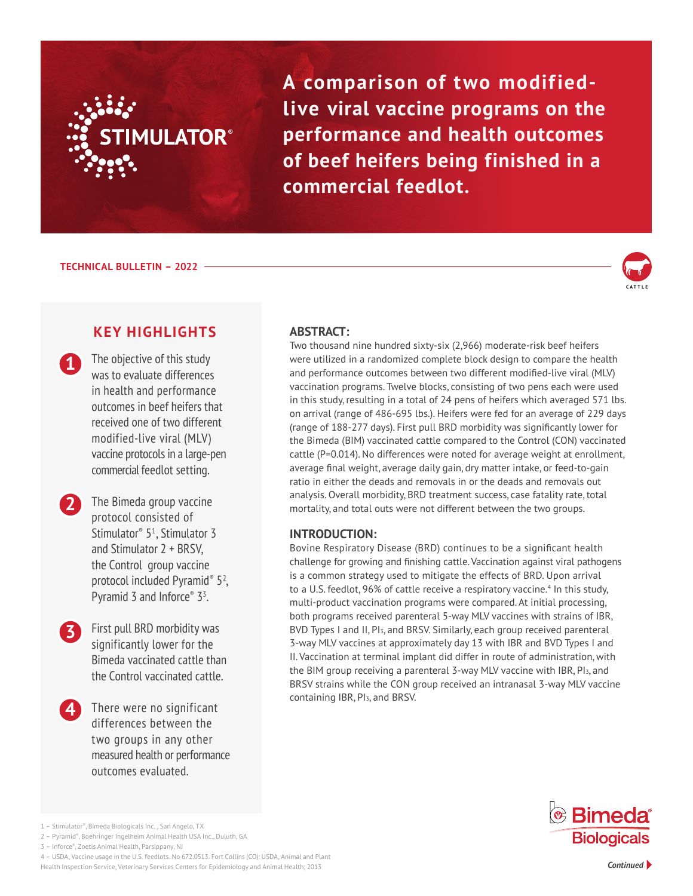# A comparison of two modified-live viral vaccine programs on the performance and health outcomes of beef heifers being finished in a commercial feedlot.

TECHNICAL BULLETIN – 2022

## KEY HIGHLIGHTS

1. The objective of this study was to evaluate differences in health and performance outcomes in beef heifers that received one of two different modified-live viral (MLV) vaccine protocols in a large-pen commercial feedlot setting.

2. The Bimeda group vaccine protocol consisted of Stimulator® 5[1], Stimulator 3 and Stimulator 2 + BRSV, the Control group vaccine protocol included Pyramid® 5[2], Pyramid 3 and Inforce® 3[3].

3. First pull BRD morbidity was significantly lower for the Bimeda vaccinated cattle than the Control vaccinated cattle.

4. There were no significant differences between the two groups in any other measured health or performance outcomes evaluated.

## ABSTRACT:

Two thousand nine hundred sixty-six (2,966) moderate-risk beef heifers were utilized in a randomized complete block design to compare the health and performance outcomes between two different modified-live viral (MLV) vaccination programs. Twelve blocks, consisting of two pens each were used in this study, resulting in a total of 24 pens of heifers which averaged 571 lbs. on arrival (range of 486-695 lbs.). Heifers were fed for an average of 229 days (range of 188-277 days). First pull BRD morbidity was significantly lower for the Bimeda (BIM) vaccinated cattle compared to the Control (CON) vaccinated cattle (P=0.014). No differences were noted for average weight at enrollment, average final weight, average daily gain, dry matter intake, or feed-to-gain ratio in either the deads and removals in or the deads and removals out analysis. Overall morbidity, BRD treatment success, case fatality rate, total mortality, and total outs were not different between the two groups.

## INTRODUCTION:

Bovine Respiratory Disease (BRD) continues to be a significant health challenge for growing and finishing cattle. Vaccination against viral pathogens is a common strategy used to mitigate the effects of BRD. Upon arrival to a U.S. feedlot, 96% of cattle receive a respiratory vaccine.[4] In this study, multi-product vaccination programs were compared. At initial processing, both programs received parenteral 5-way MLV vaccines with strains of IBR, BVD Types I and II, $PI_3$, and BRSV. Similarly, each group received parenteral 3-way MLV vaccines at approximately day 13 with IBR and BVD Types I and II. Vaccination at terminal implant did differ in route of administration, with the BIM group receiving a parenteral 3-way MLV vaccine with IBR, $PI_3$, and BRSV strains while the CON group received an intranasal 3-way MLV vaccine containing IBR, $PI_3$, and BRSV.

1 – Stimulator®, Bimeda Biologicals Inc. , San Angelo, TX

2 – Pyramid®, Boehringer Ingelheim Animal Health USA Inc., Duluth, GA

3 – Inforce®, Zoetis Animal Health, Parsippany, NJ

4 – USDA, Vaccine usage in the U.S. feedlots. No 672.0513. Fort Collins (CO): USDA, Animal and Plant Health Inspection Service, Veterinary Services Centers for Epidemiology and Animal Health; 2013

*Continued*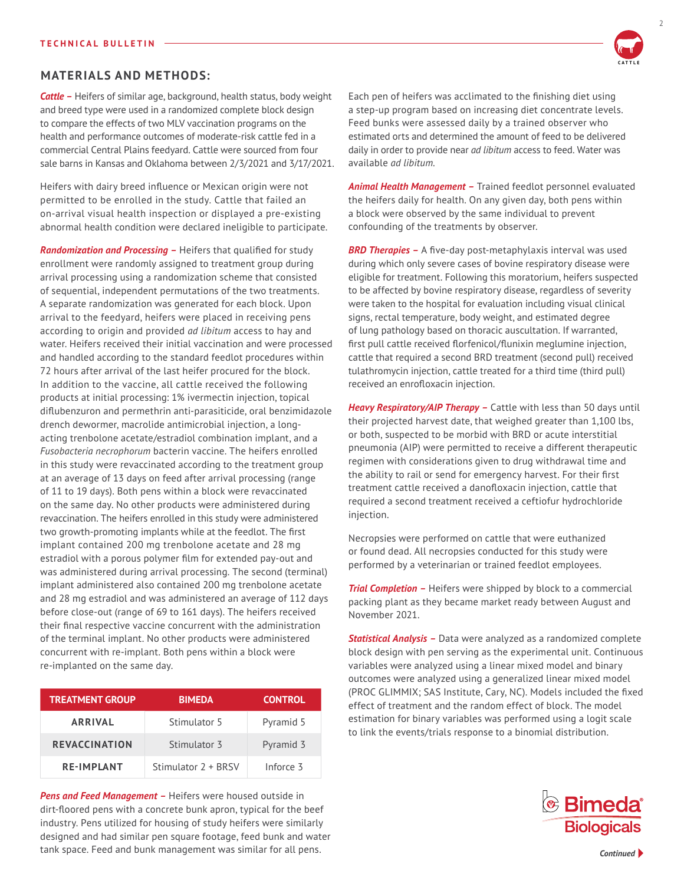## MATERIALS AND METHODS:

***Cattle –*** Heifers of similar age, background, health status, body weight and breed type were used in a randomized complete block design to compare the effects of two MLV vaccination programs on the health and performance outcomes of moderate-risk cattle fed in a commercial Central Plains feedyard. Cattle were sourced from four sale barns in Kansas and Oklahoma between 2/3/2021 and 3/17/2021.

Heifers with dairy breed influence or Mexican origin were not permitted to be enrolled in the study. Cattle that failed an on-arrival visual health inspection or displayed a pre-existing abnormal health condition were declared ineligible to participate.

***Randomization and Processing –*** Heifers that qualified for study enrollment were randomly assigned to treatment group during arrival processing using a randomization scheme that consisted of sequential, independent permutations of the two treatments. A separate randomization was generated for each block. Upon arrival to the feedyard, heifers were placed in receiving pens according to origin and provided *ad libitum* access to hay and water. Heifers received their initial vaccination and were processed and handled according to the standard feedlot procedures within 72 hours after arrival of the last heifer procured for the block. In addition to the vaccine, all cattle received the following products at initial processing: 1% ivermectin injection, topical diflubenzuron and permethrin anti-parasiticide, oral benzimidazole drench dewormer, macrolide antimicrobial injection, a long-acting trenbolone acetate/estradiol combination implant, and a *Fusobacteria necrophorum* bacterin vaccine. The heifers enrolled in this study were revaccinated according to the treatment group at an average of 13 days on feed after arrival processing (range of 11 to 19 days). Both pens within a block were revaccinated on the same day. No other products were administered during revaccination. The heifers enrolled in this study were administered two growth-promoting implants while at the feedlot. The first implant contained 200 mg trenbolone acetate and 28 mg estradiol with a porous polymer film for extended pay-out and was administered during arrival processing. The second (terminal) implant administered also contained 200 mg trenbolone acetate and 28 mg estradiol and was administered an average of 112 days before close-out (range of 69 to 161 days). The heifers received their final respective vaccine concurrent with the administration of the terminal implant. No other products were administered concurrent with re-implant. Both pens within a block were re-implanted on the same day.

| TREATMENT GROUP | BIMEDA | CONTROL |
|---|---|---|
| ARRIVAL | Stimulator 5 | Pyramid 5 |
| REVACCINATION | Stimulator 3 | Pyramid 3 |
| RE-IMPLANT | Stimulator 2 + BRSV | Inforce 3 |

***Pens and Feed Management –*** Heifers were housed outside in dirt-floored pens with a concrete bunk apron, typical for the beef industry. Pens utilized for housing of study heifers were similarly designed and had similar pen square footage, feed bunk and water tank space. Feed and bunk management was similar for all pens.

Each pen of heifers was acclimated to the finishing diet using a step-up program based on increasing diet concentrate levels. Feed bunks were assessed daily by a trained observer who estimated orts and determined the amount of feed to be delivered daily in order to provide near *ad libitum* access to feed. Water was available *ad libitum*.

***Animal Health Management –*** Trained feedlot personnel evaluated the heifers daily for health. On any given day, both pens within a block were observed by the same individual to prevent confounding of the treatments by observer.

***BRD Therapies –*** A five-day post-metaphylaxis interval was used during which only severe cases of bovine respiratory disease were eligible for treatment. Following this moratorium, heifers suspected to be affected by bovine respiratory disease, regardless of severity were taken to the hospital for evaluation including visual clinical signs, rectal temperature, body weight, and estimated degree of lung pathology based on thoracic auscultation. If warranted, first pull cattle received florfenicol/flunixin meglumine injection, cattle that required a second BRD treatment (second pull) received tulathromycin injection, cattle treated for a third time (third pull) received an enrofloxacin injection.

***Heavy Respiratory/AIP Therapy –*** Cattle with less than 50 days until their projected harvest date, that weighed greater than 1,100 lbs, or both, suspected to be morbid with BRD or acute interstitial pneumonia (AIP) were permitted to receive a different therapeutic regimen with considerations given to drug withdrawal time and the ability to rail or send for emergency harvest. For their first treatment cattle received a danofloxacin injection, cattle that required a second treatment received a ceftiofur hydrochloride injection.

Necropsies were performed on cattle that were euthanized or found dead. All necropsies conducted for this study were performed by a veterinarian or trained feedlot employees.

***Trial Completion –*** Heifers were shipped by block to a commercial packing plant as they became market ready between August and November 2021.

***Statistical Analysis –*** Data were analyzed as a randomized complete block design with pen serving as the experimental unit. Continuous variables were analyzed using a linear mixed model and binary outcomes were analyzed using a generalized linear mixed model (PROC GLIMMIX; SAS Institute, Cary, NC). Models included the fixed effect of treatment and the random effect of block. The model estimation for binary variables was performed using a logit scale to link the events/trials response to a binomial distribution.

*Continued*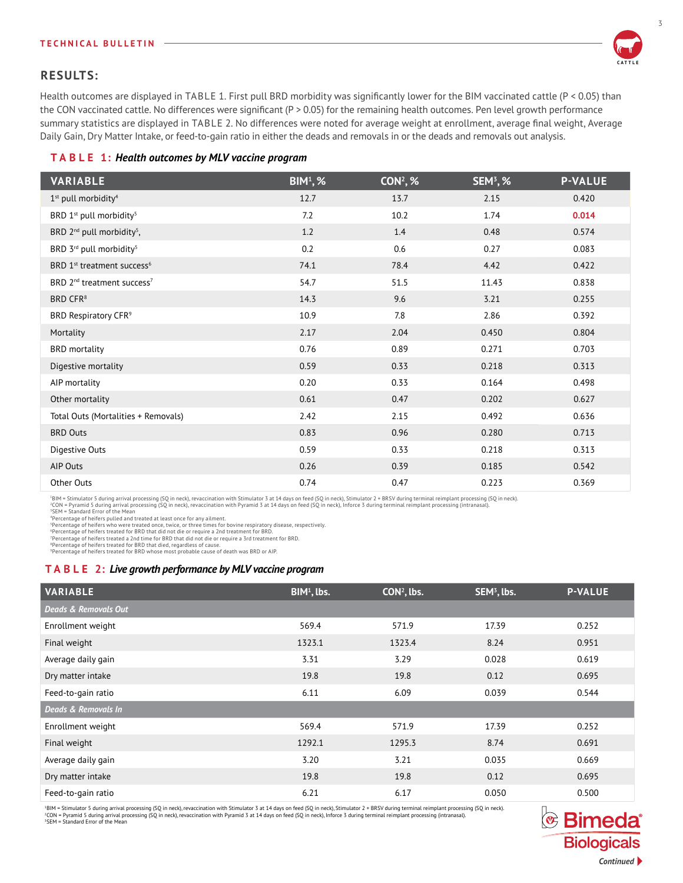## RESULTS:

Health outcomes are displayed in TABLE 1. First pull BRD morbidity was significantly lower for the BIM vaccinated cattle ($P < 0.05$) than the CON vaccinated cattle. No differences were significant ($P > 0.05$) for the remaining health outcomes. Pen level growth performance summary statistics are displayed in TABLE 2. No differences were noted for average weight at enrollment, average final weight, Average Daily Gain, Dry Matter Intake, or feed-to-gain ratio in either the deads and removals in or the deads and removals out analysis.

**TABLE 1:** ***Health outcomes by MLV vaccine program***

| VARIABLE | BIM[1], % | CON[2], % | SEM[3], % | P-VALUE |
|---|---|---|---|---|
| 1st pull morbidity[4] | 12.7 | 13.7 | 2.15 | 0.420 |
| BRD 1st pull morbidity[5] | 7.2 | 10.2 | 1.74 | **0.014** |
| BRD 2nd pull morbidity[5], | 1.2 | 1.4 | 0.48 | 0.574 |
| BRD 3rd pull morbidity[5] | 0.2 | 0.6 | 0.27 | 0.083 |
| BRD 1st treatment success[6] | 74.1 | 78.4 | 4.42 | 0.422 |
| BRD 2nd treatment success[7] | 54.7 | 51.5 | 11.43 | 0.838 |
| BRD CFR[8] | 14.3 | 9.6 | 3.21 | 0.255 |
| BRD Respiratory CFR[9] | 10.9 | 7.8 | 2.86 | 0.392 |
| Mortality | 2.17 | 2.04 | 0.450 | 0.804 |
| BRD mortality | 0.76 | 0.89 | 0.271 | 0.703 |
| Digestive mortality | 0.59 | 0.33 | 0.218 | 0.313 |
| AIP mortality | 0.20 | 0.33 | 0.164 | 0.498 |
| Other mortality | 0.61 | 0.47 | 0.202 | 0.627 |
| Total Outs (Mortalities + Removals) | 2.42 | 2.15 | 0.492 | 0.636 |
| BRD Outs | 0.83 | 0.96 | 0.280 | 0.713 |
| Digestive Outs | 0.59 | 0.33 | 0.218 | 0.313 |
| AIP Outs | 0.26 | 0.39 | 0.185 | 0.542 |
| Other Outs | 0.74 | 0.47 | 0.223 | 0.369 |

[1]BIM = Stimulator 5 during arrival processing (SQ in neck), revaccination with Stimulator 3 at 14 days on feed (SQ in neck), Stimulator 2 + BRSV during terminal reimplant processing (SQ in neck).
[2]CON = Pyramid 5 during arrival processing (SQ in neck), revaccination with Pyramid 3 at 14 days on feed (SQ in neck), Inforce 3 during terminal reimplant processing (intranasal).
[3]SEM = Standard Error of the Mean
[4]Percentage of heifers pulled and treated at least once for any ailment.
[5]Percentage of heifers who were treated once, twice, or three times for bovine respiratory disease, respectively.
[6]Percentage of heifers treated for BRD that did not die or require a 2nd treatment for BRD.
[7]Percentage of heifers treated a 2nd time for BRD that did not die or require a 3rd treatment for BRD.
[8]Percentage of heifers treated for BRD that died, regardless of cause.
[9]Percentage of heifers treated for BRD whose most probable cause of death was BRD or AIP.

**TABLE 2:** ***Live growth performance by MLV vaccine program***

| VARIABLE | BIM[1], lbs. | CON[2], lbs. | SEM[3], lbs. | P-VALUE |
|---|---|---|---|---|
| *Deads & Removals Out* | | | | |
| Enrollment weight | 569.4 | 571.9 | 17.39 | 0.252 |
| Final weight | 1323.1 | 1323.4 | 8.24 | 0.951 |
| Average daily gain | 3.31 | 3.29 | 0.028 | 0.619 |
| Dry matter intake | 19.8 | 19.8 | 0.12 | 0.695 |
| Feed-to-gain ratio | 6.11 | 6.09 | 0.039 | 0.544 |
| *Deads & Removals In* | | | | |
| Enrollment weight | 569.4 | 571.9 | 17.39 | 0.252 |
| Final weight | 1292.1 | 1295.3 | 8.74 | 0.691 |
| Average daily gain | 3.20 | 3.21 | 0.035 | 0.669 |
| Dry matter intake | 19.8 | 19.8 | 0.12 | 0.695 |
| Feed-to-gain ratio | 6.21 | 6.17 | 0.050 | 0.500 |

[1]BIM = Stimulator 5 during arrival processing (SQ in neck), revaccination with Stimulator 3 at 14 days on feed (SQ in neck), Stimulator 2 + BRSV during terminal reimplant processing (SQ in neck).
[2]CON = Pyramid 5 during arrival processing (SQ in neck), revaccination with Pyramid 3 at 14 days on feed (SQ in neck), Inforce 3 during terminal reimplant processing (intranasal).
[3]SEM = Standard Error of the Mean

*Continued*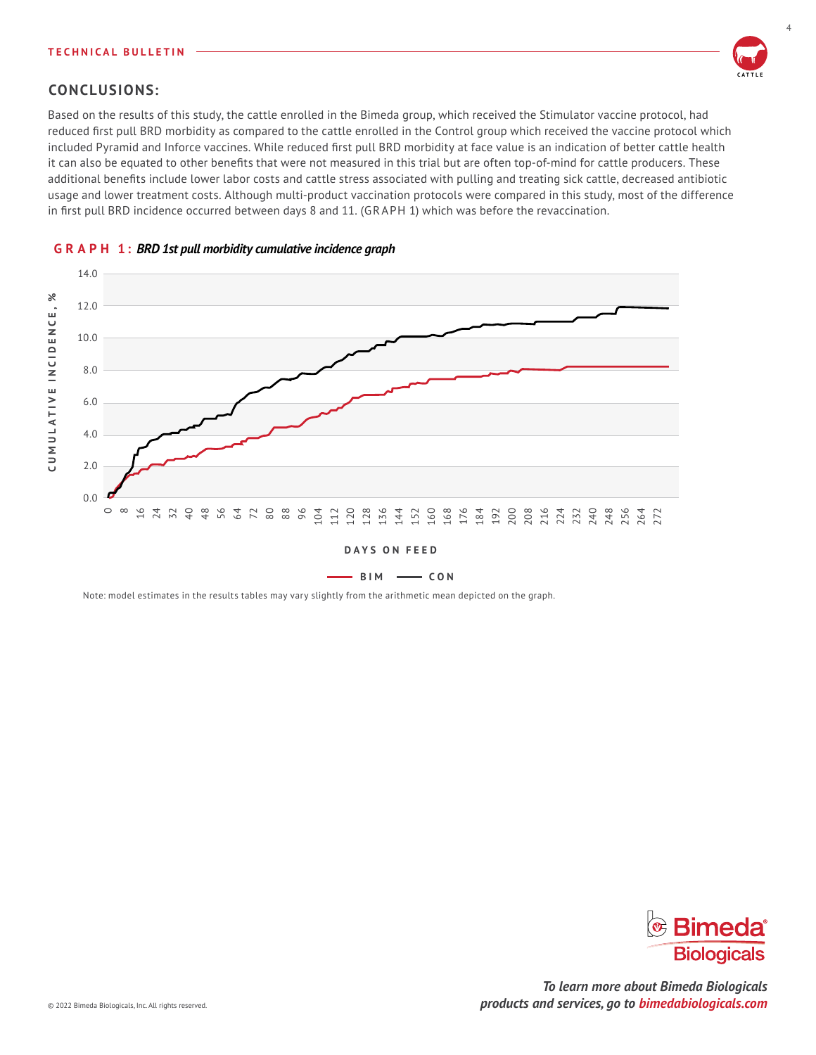## CONCLUSIONS:

Based on the results of this study, the cattle enrolled in the Bimeda group, which received the Stimulator vaccine protocol, had reduced first pull BRD morbidity as compared to the cattle enrolled in the Control group which received the vaccine protocol which included Pyramid and Inforce vaccines. While reduced first pull BRD morbidity at face value is an indication of better cattle health it can also be equated to other benefits that were not measured in this trial but are often top-of-mind for cattle producers. These additional benefits include lower labor costs and cattle stress associated with pulling and treating sick cattle, decreased antibiotic usage and lower treatment costs. Although multi-product vaccination protocols were compared in this study, most of the difference in first pull BRD incidence occurred between days 8 and 11. (GRAPH 1) which was before the revaccination.

**GRAPH 1:** ***BRD 1st pull morbidity cumulative incidence graph***

CUMULATIVE INCIDENCE, %

14.0
12.0
10.0
8.0
6.0
4.0
2.0
0.0

0 8 16 24 32 40 48 56 64 72 80 88 96 104 112 120 128 136 144 152 160 168 176 184 192 200 208 216 224 232 240 248 256 264 272

DAYS ON FEED

BIM CON

Note: model estimates in the results tables may vary slightly from the arithmetic mean depicted on the graph.

© 2022 Bimeda Biologicals, Inc. All rights reserved.

*To learn more about Bimeda Biologicals products and services, go to bimedabiologicals.com*